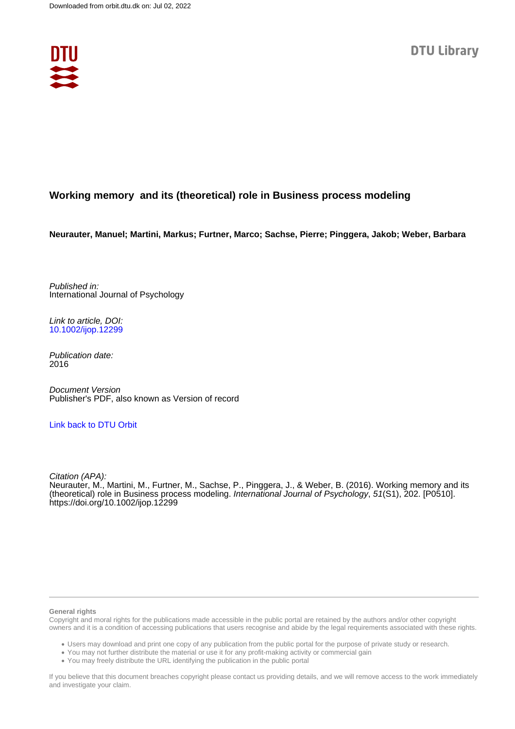Downloaded from orbit.dtu.dk on: Jul 02, 2022

DTU Library

# Working memory and its (theoretical) role in Business process modeling

**Neurauter, Manuel; Martini, Markus; Furtner, Marco; Sachse, Pierre; Pinggera, Jakob; Weber, Barbara**

*Published in:*
International Journal of Psychology

*Link to article, DOI:*
10.1002/ijop.12299

*Publication date:*
2016

*Document Version*
Publisher's PDF, also known as Version of record

Link back to DTU Orbit

*Citation (APA):*
Neurauter, M., Martini, M., Furtner, M., Sachse, P., Pinggera, J., & Weber, B. (2016). Working memory and its (theoretical) role in Business process modeling. *International Journal of Psychology*, *51*(S1), 202. [P0510]. https://doi.org/10.1002/ijop.12299

**General rights**

Copyright and moral rights for the publications made accessible in the public portal are retained by the authors and/or other copyright owners and it is a condition of accessing publications that users recognise and abide by the legal requirements associated with these rights.

- Users may download and print one copy of any publication from the public portal for the purpose of private study or research.
- You may not further distribute the material or use it for any profit-making activity or commercial gain
- You may freely distribute the URL identifying the publication in the public portal

If you believe that this document breaches copyright please contact us providing details, and we will remove access to the work immediately and investigate your claim.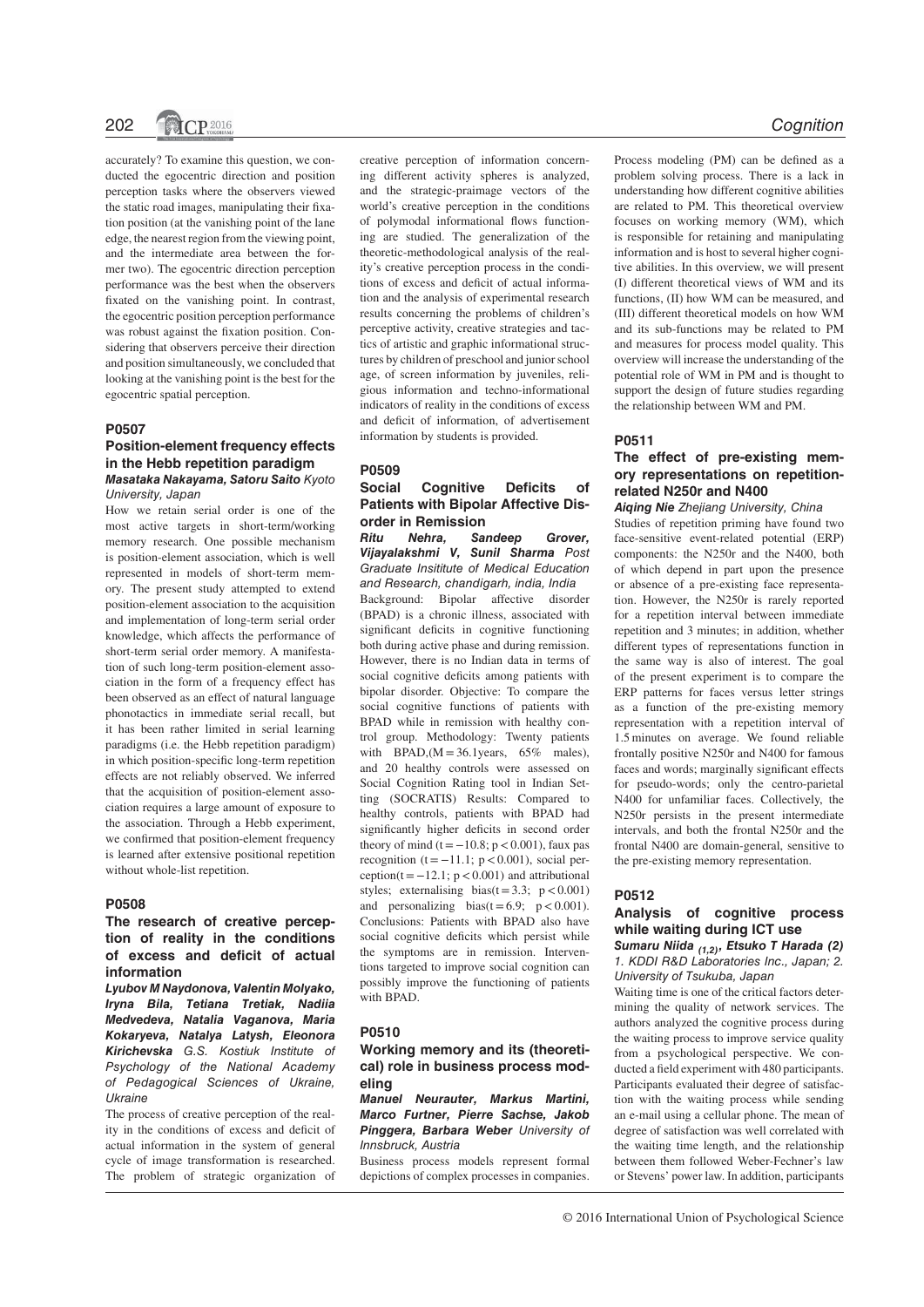accurately? To examine this question, we conducted the egocentric direction and position perception tasks where the observers viewed the static road images, manipulating their fixation position (at the vanishing point of the lane edge, the nearest region from the viewing point, and the intermediate area between the former two). The egocentric direction perception performance was the best when the observers fixated on the vanishing point. In contrast, the egocentric position perception performance was robust against the fixation position. Considering that observers perceive their direction and position simultaneously, we concluded that looking at the vanishing point is the best for the egocentric spatial perception.

### P0507

### Position-element frequency effects in the Hebb repetition paradigm

***Masataka Nakayama, Satoru Saito*** *Kyoto University, Japan*

How we retain serial order is one of the most active targets in short-term/working memory research. One possible mechanism is position-element association, which is well represented in models of short-term memory. The present study attempted to extend position-element association to the acquisition and implementation of long-term serial order knowledge, which affects the performance of short-term serial order memory. A manifestation of such long-term position-element association in the form of a frequency effect has been observed as an effect of natural language phonotactics in immediate serial recall, but it has been rather limited in serial learning paradigms (i.e. the Hebb repetition paradigm) in which position-specific long-term repetition effects are not reliably observed. We inferred that the acquisition of position-element association requires a large amount of exposure to the association. Through a Hebb experiment, we confirmed that position-element frequency is learned after extensive positional repetition without whole-list repetition.

### P0508

### The research of creative perception of reality in the conditions of excess and deficit of actual information

***Lyubov M Naydonova, Valentin Molyako, Iryna Bila, Tetiana Tretiak, Nadiia Medvedeva, Natalia Vaganova, Maria Kokaryeva, Natalya Latysh, Eleonora Kirichevska*** *G.S. Kostiuk Institute of Psychology of the National Academy of Pedagogical Sciences of Ukraine, Ukraine*

The process of creative perception of the reality in the conditions of excess and deficit of actual information in the system of general cycle of image transformation is researched. The problem of strategic organization of creative perception of information concerning different activity spheres is analyzed, and the strategic-praimage vectors of the world's creative perception in the conditions of polymodal informational flows functioning are studied. The generalization of the theoretic-methodological analysis of the reality's creative perception process in the conditions of excess and deficit of actual information and the analysis of experimental research results concerning the problems of children's perceptive activity, creative strategies and tactics of artistic and graphic informational structures by children of preschool and junior school age, of screen information by juveniles, religious information and techno-informational indicators of reality in the conditions of excess and deficit of information, of advertisement information by students is provided.

### P0509

### Social Cognitive Deficits of Patients with Bipolar Affective Disorder in Remission

***Ritu Nehra, Sandeep Grover, Vijayalakshmi V, Sunil Sharma*** *Post Graduate Insititute of Medical Education and Research, chandigarh, india, India*

Background: Bipolar affective disorder (BPAD) is a chronic illness, associated with significant deficits in cognitive functioning both during active phase and during remission. However, there is no Indian data in terms of social cognitive deficits among patients with bipolar disorder. Objective: To compare the social cognitive functions of patients with BPAD while in remission with healthy control group. Methodology: Twenty patients with BPAD,(M = 36.1years, 65% males), and 20 healthy controls were assessed on Social Cognition Rating tool in Indian Setting (SOCRATIS) Results: Compared to healthy controls, patients with BPAD had significantly higher deficits in second order theory of mind ($t = -10.8$; $p < 0.001$), faux pas recognition ($t = -11.1$; $p < 0.001$), social perception($t = -12.1$; $p < 0.001$) and attributional styles; externalising bias($t = 3.3$; $p < 0.001$) and personalizing bias($t = 6.9$; $p < 0.001$). Conclusions: Patients with BPAD also have social cognitive deficits which persist while the symptoms are in remission. Interventions targeted to improve social cognition can possibly improve the functioning of patients with BPAD.

### P0510

### Working memory and its (theoretical) role in business process modeling

***Manuel Neurauter, Markus Martini, Marco Furtner, Pierre Sachse, Jakob Pinggera, Barbara Weber*** *University of Innsbruck, Austria*

Business process models represent formal depictions of complex processes in companies. Process modeling (PM) can be defined as a problem solving process. There is a lack in understanding how different cognitive abilities are related to PM. This theoretical overview focuses on working memory (WM), which is responsible for retaining and manipulating information and is host to several higher cognitive abilities. In this overview, we will present (I) different theoretical views of WM and its functions, (II) how WM can be measured, and (III) different theoretical models on how WM and its sub-functions may be related to PM and measures for process model quality. This overview will increase the understanding of the potential role of WM in PM and is thought to support the design of future studies regarding the relationship between WM and PM.

### P0511

### The effect of pre-existing memory representations on repetition-related N250r and N400

***Aiqing Nie*** *Zhejiang University, China*

Studies of repetition priming have found two face-sensitive event-related potential (ERP) components: the N250r and the N400, both of which depend in part upon the presence or absence of a pre-existing face representation. However, the N250r is rarely reported for a repetition interval between immediate repetition and 3 minutes; in addition, whether different types of representations function in the same way is also of interest. The goal of the present experiment is to compare the ERP patterns for faces versus letter strings as a function of the pre-existing memory representation with a repetition interval of 1.5 minutes on average. We found reliable frontally positive N250r and N400 for famous faces and words; marginally significant effects for pseudo-words; only the centro-parietal N400 for unfamiliar faces. Collectively, the N250r persists in the present intermediate intervals, and both the frontal N250r and the frontal N400 are domain-general, sensitive to the pre-existing memory representation.

### P0512

### Analysis of cognitive process while waiting during ICT use

***Sumaru Niida*** ***(1,2)*, *Etsuko T Harada (2)*** *1. KDDI R&D Laboratories Inc., Japan; 2. University of Tsukuba, Japan*

Waiting time is one of the critical factors determining the quality of network services. The authors analyzed the cognitive process during the waiting process to improve service quality from a psychological perspective. We conducted a field experiment with 480 participants. Participants evaluated their degree of satisfaction with the waiting process while sending an e-mail using a cellular phone. The mean of degree of satisfaction was well correlated with the waiting time length, and the relationship between them followed Weber-Fechner's law or Stevens' power law. In addition, participants